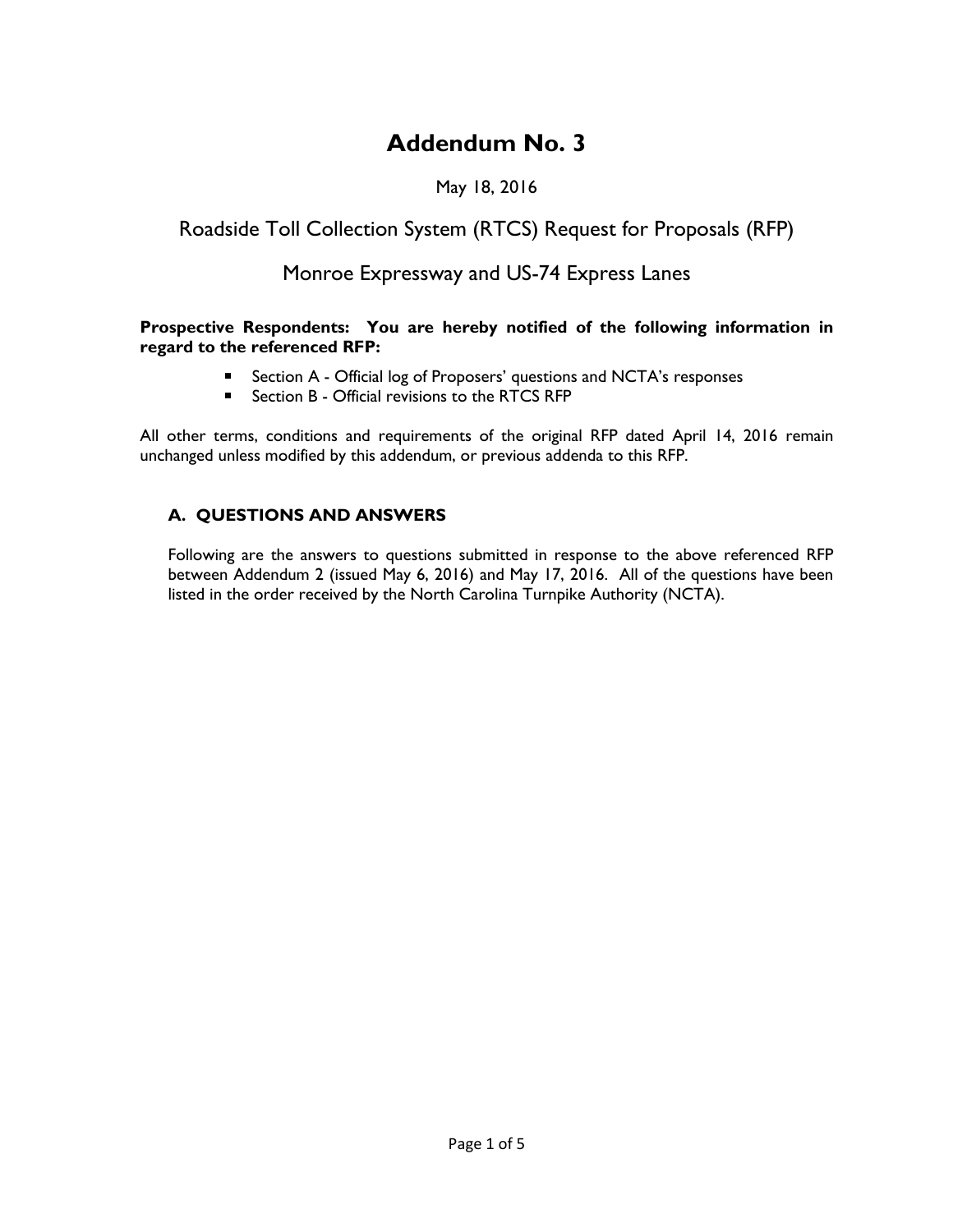# Addendum No. 3

May 18, 2016

## Roadside Toll Collection System (RTCS) Request for Proposals (RFP)

## Monroe Expressway and US-74 Express Lanes

**Prospective Respondents: You are hereby notified of the following information in regard to the referenced RFP:**

- Section A - Official log of Proposers' questions and NCTA's responses
- Section B - Official revisions to the RTCS RFP

All other terms, conditions and requirements of the original RFP dated April 14, 2016 remain unchanged unless modified by this addendum, or previous addenda to this RFP.

### A. QUESTIONS AND ANSWERS

Following are the answers to questions submitted in response to the above referenced RFP between Addendum 2 (issued May 6, 2016) and May 17, 2016. All of the questions have been listed in the order received by the North Carolina Turnpike Authority (NCTA).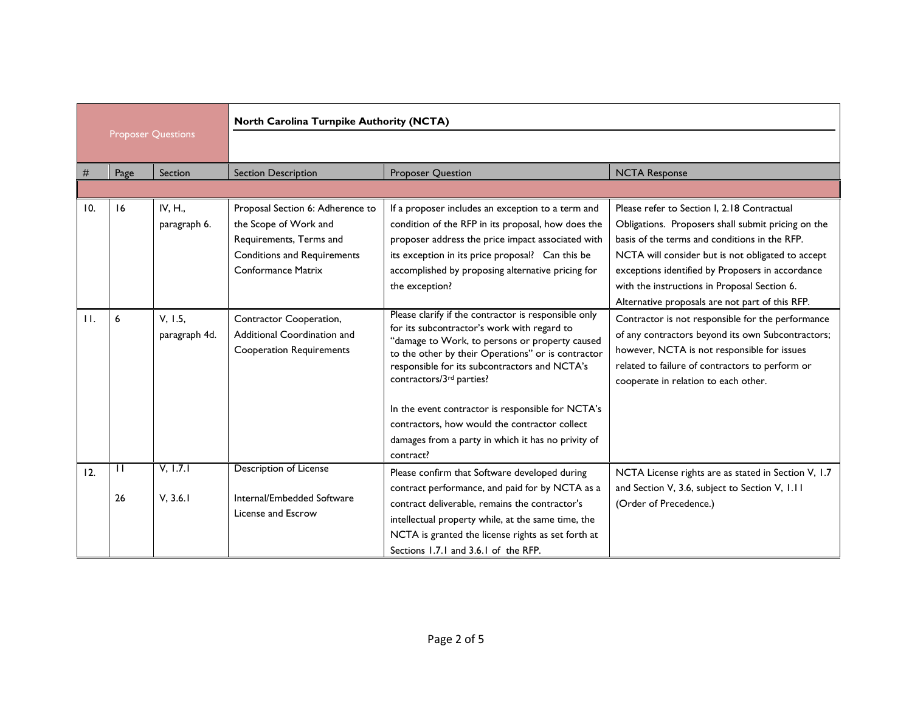| Proposer Questions | | | North Carolina Turnpike Authority (NCTA) | | |
|---|---|---|---|---|---|
| # | Page | Section | Section Description | Proposer Question | NCTA Response |
| 10. | 16 | IV, H., paragraph 6. | Proposal Section 6: Adherence to the Scope of Work and Requirements, Terms and Conditions and Requirements Conformance Matrix | If a proposer includes an exception to a term and condition of the RFP in its proposal, how does the proposer address the price impact associated with its exception in its price proposal? Can this be accomplished by proposing alternative pricing for the exception? | Please refer to Section I, 2.18 Contractual Obligations. Proposers shall submit pricing on the basis of the terms and conditions in the RFP. NCTA will consider but is not obligated to accept exceptions identified by Proposers in accordance with the instructions in Proposal Section 6. Alternative proposals are not part of this RFP. |
| 11. | 6 | V, 1.5, paragraph 4d. | Contractor Cooperation, Additional Coordination and Cooperation Requirements | Please clarify if the contractor is responsible only for its subcontractor's work with regard to "damage to Work, to persons or property caused to the other by their Operations" or is contractor responsible for its subcontractors and NCTA's contractors/3rd parties?<br><br>In the event contractor is responsible for NCTA's contractors, how would the contractor collect damages from a party in which it has no privity of contract? | Contractor is not responsible for the performance of any contractors beyond its own Subcontractors; however, NCTA is not responsible for issues related to failure of contractors to perform or cooperate in relation to each other. |
| 12. | 11<br><br>26 | V, 1.7.1<br><br>V, 3.6.1 | Description of License<br><br>Internal/Embedded Software License and Escrow | Please confirm that Software developed during contract performance, and paid for by NCTA as a contract deliverable, remains the contractor's intellectual property while, at the same time, the NCTA is granted the license rights as set forth at Sections 1.7.1 and 3.6.1 of the RFP. | NCTA License rights are as stated in Section V, 1.7 and Section V, 3.6, subject to Section V, 1.11 (Order of Precedence.) |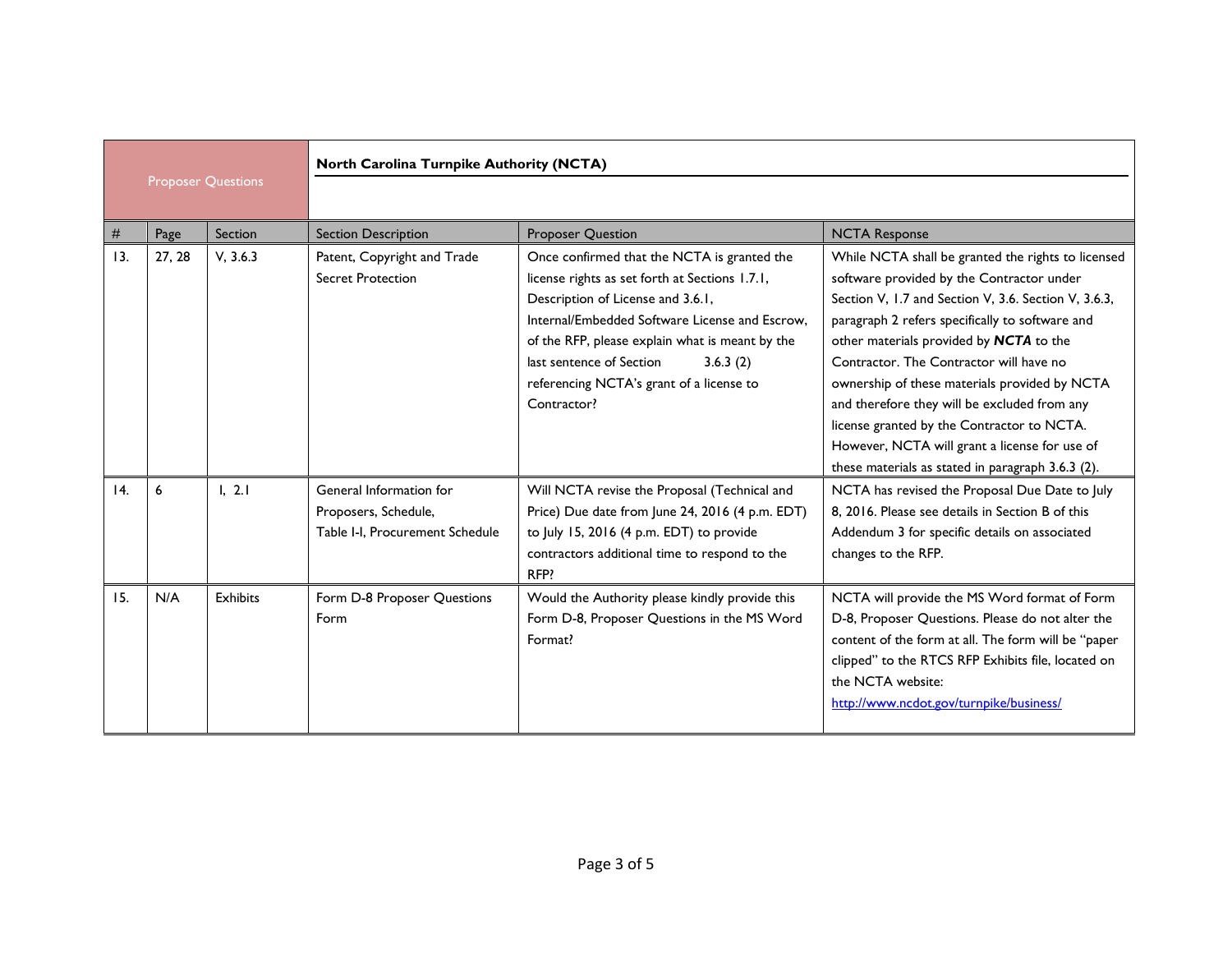| Proposer Questions | | | North Carolina Turnpike Authority (NCTA) | | |
|---|---|---|---|---|---|
| # | Page | Section | Section Description | Proposer Question | NCTA Response |
| 13. | 27, 28 | V, 3.6.3 | Patent, Copyright and Trade Secret Protection | Once confirmed that the NCTA is granted the license rights as set forth at Sections 1.7.1, Description of License and 3.6.1, Internal/Embedded Software License and Escrow, of the RFP, please explain what is meant by the last sentence of Section 3.6.3 (2) referencing NCTA's grant of a license to Contractor? | While NCTA shall be granted the rights to licensed software provided by the Contractor under Section V, 1.7 and Section V, 3.6. Section V, 3.6.3, paragraph 2 refers specifically to software and other materials provided by ***NCTA*** to the Contractor. The Contractor will have no ownership of these materials provided by NCTA and therefore they will be excluded from any license granted by the Contractor to NCTA. However, NCTA will grant a license for use of these materials as stated in paragraph 3.6.3 (2). |
| 14. | 6 | I, 2.1 | General Information for Proposers, Schedule, Table I-I, Procurement Schedule | Will NCTA revise the Proposal (Technical and Price) Due date from June 24, 2016 (4 p.m. EDT) to July 15, 2016 (4 p.m. EDT) to provide contractors additional time to respond to the RFP? | NCTA has revised the Proposal Due Date to July 8, 2016. Please see details in Section B of this Addendum 3 for specific details on associated changes to the RFP. |
| 15. | N/A | Exhibits | Form D-8 Proposer Questions Form | Would the Authority please kindly provide this Form D-8, Proposer Questions in the MS Word Format? | NCTA will provide the MS Word format of Form D-8, Proposer Questions. Please do not alter the content of the form at all. The form will be "paper clipped" to the RTCS RFP Exhibits file, located on the NCTA website: http://www.ncdot.gov/turnpike/business/ |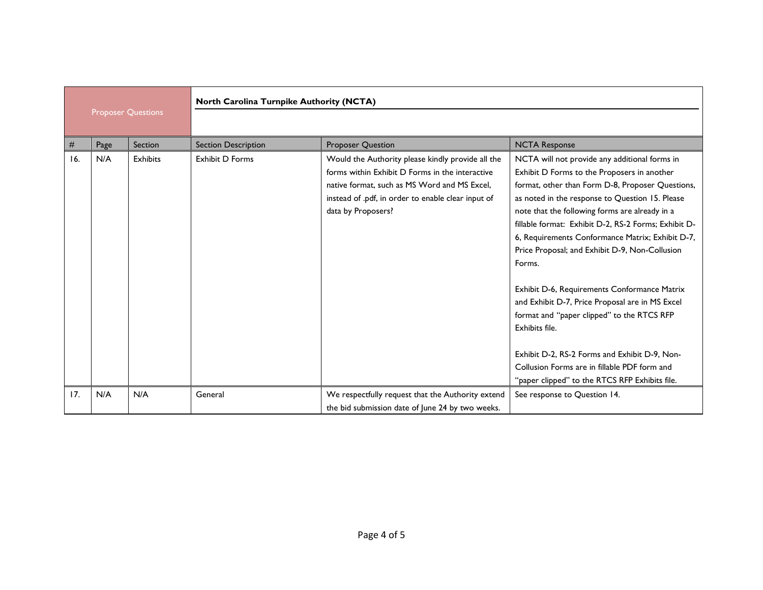| Proposer Questions | | | North Carolina Turnpike Authority (NCTA) | | |
|---|---|---|---|---|---|
| # | Page | Section | Section Description | Proposer Question | NCTA Response |
| 16. | N/A | Exhibits | Exhibit D Forms | Would the Authority please kindly provide all the forms within Exhibit D Forms in the interactive native format, such as MS Word and MS Excel, instead of .pdf, in order to enable clear input of data by Proposers? | NCTA will not provide any additional forms in Exhibit D Forms to the Proposers in another format, other than Form D-8, Proposer Questions, as noted in the response to Question 15. Please note that the following forms are already in a fillable format: Exhibit D-2, RS-2 Forms; Exhibit D-6, Requirements Conformance Matrix; Exhibit D-7, Price Proposal; and Exhibit D-9, Non-Collusion Forms.<br><br>Exhibit D-6, Requirements Conformance Matrix and Exhibit D-7, Price Proposal are in MS Excel format and "paper clipped" to the RTCS RFP Exhibits file.<br><br>Exhibit D-2, RS-2 Forms and Exhibit D-9, Non-Collusion Forms are in fillable PDF form and "paper clipped" to the RTCS RFP Exhibits file. |
| 17. | N/A | N/A | General | We respectfully request that the Authority extend the bid submission date of June 24 by two weeks. | See response to Question 14. |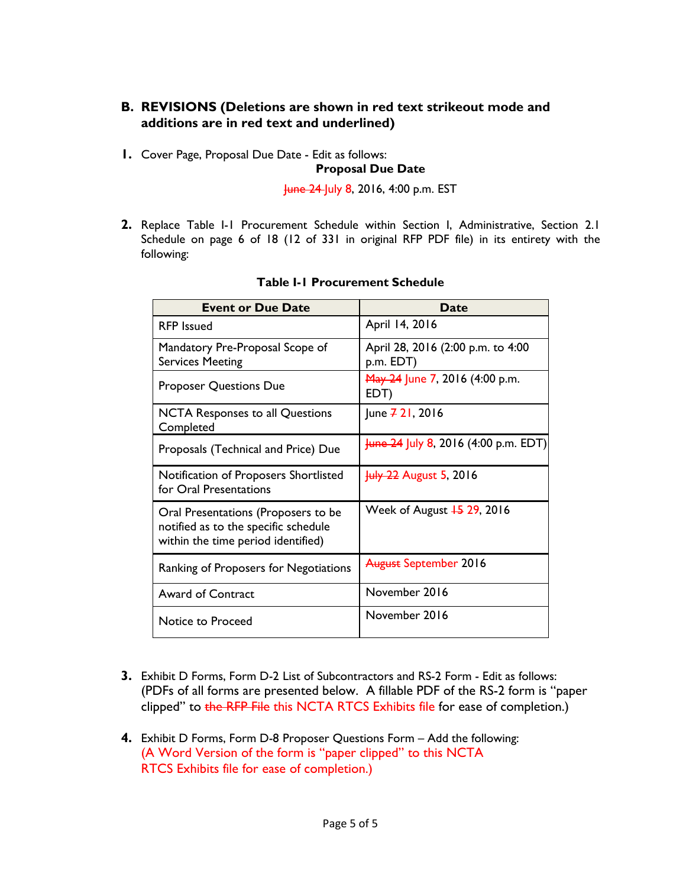## B. REVISIONS (Deletions are shown in red text strikeout mode and additions are in red text and underlined)

1. Cover Page, Proposal Due Date - Edit as follows:

**Proposal Due Date**

~~June 24~~ July 8, 2016, 4:00 p.m. EST

2. Replace Table I-1 Procurement Schedule within Section I, Administrative, Section 2.1 Schedule on page 6 of 18 (12 of 331 in original RFP PDF file) in its entirety with the following:

**Table I-1 Procurement Schedule**

| Event or Due Date | Date |
|---|---|
| RFP Issued | April 14, 2016 |
| Mandatory Pre-Proposal Scope of Services Meeting | April 28, 2016 (2:00 p.m. to 4:00 p.m. EDT) |
| Proposer Questions Due | ~~May 24~~ June 7, 2016 (4:00 p.m. EDT) |
| NCTA Responses to all Questions Completed | June ~~7~~ 21, 2016 |
| Proposals (Technical and Price) Due | ~~June 24~~ July 8, 2016 (4:00 p.m. EDT) |
| Notification of Proposers Shortlisted for Oral Presentations | ~~July 22~~ August 5, 2016 |
| Oral Presentations (Proposers to be notified as to the specific schedule within the time period identified) | Week of August ~~15~~ 29, 2016 |
| Ranking of Proposers for Negotiations | ~~August~~ September 2016 |
| Award of Contract | November 2016 |
| Notice to Proceed | November 2016 |

3. Exhibit D Forms, Form D-2 List of Subcontractors and RS-2 Form - Edit as follows: (PDFs of all forms are presented below. A fillable PDF of the RS-2 form is "paper clipped" to ~~the RFP File~~ this NCTA RTCS Exhibits file for ease of completion.)

4. Exhibit D Forms, Form D-8 Proposer Questions Form – Add the following: (A Word Version of the form is "paper clipped" to this NCTA RTCS Exhibits file for ease of completion.)